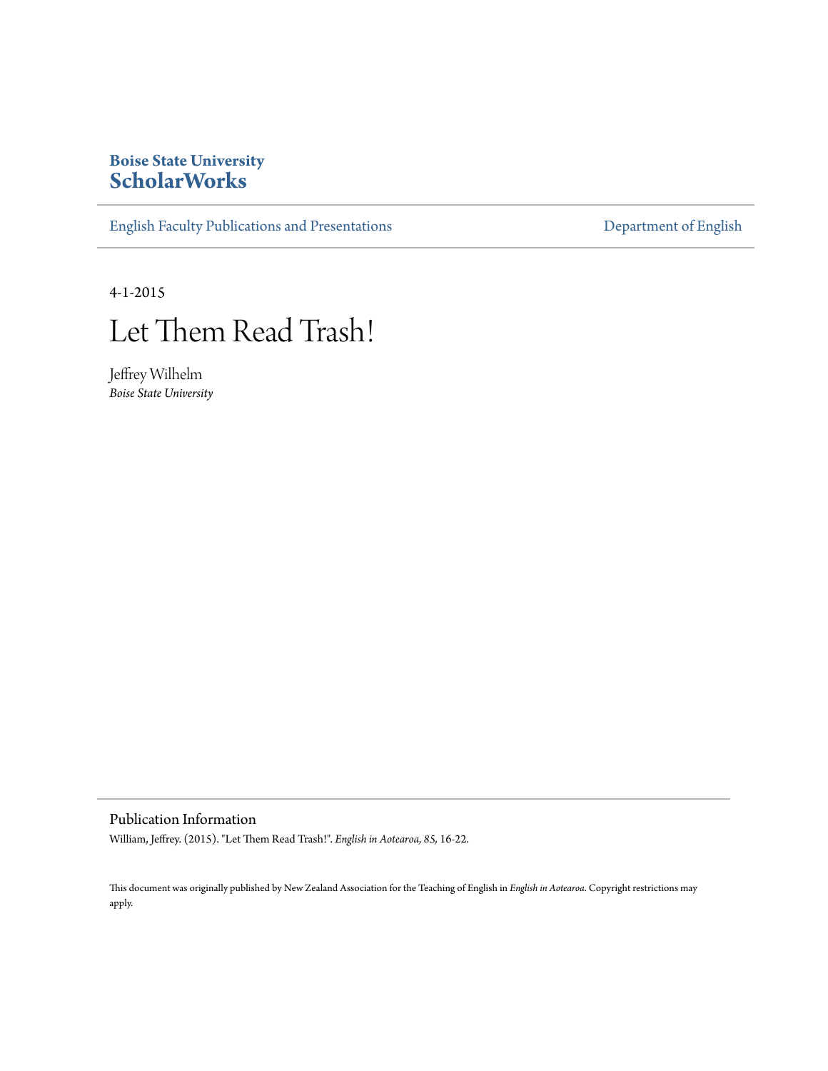**Boise State University**
**ScholarWorks**

English Faculty Publications and Presentations

Department of English

4-1-2015

# Let Them Read Trash!

Jeffrey Wilhelm
*Boise State University*

## Publication Information

William, Jeffrey. (2015). "Let Them Read Trash!". *English in Aotearoa, 85,* 16-22.

This document was originally published by New Zealand Association for the Teaching of English in *English in Aotearoa*. Copyright restrictions may apply.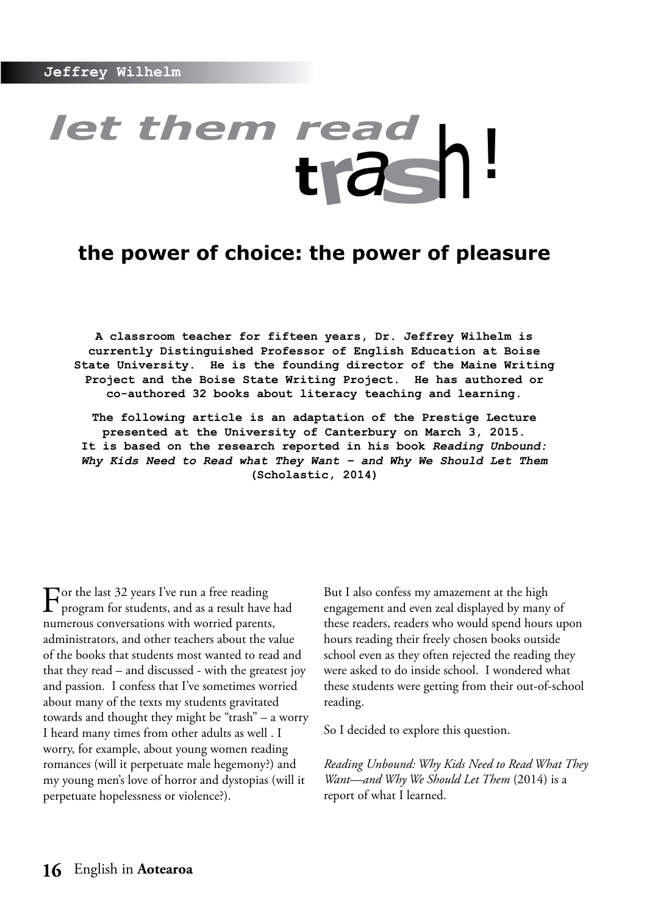Jeffrey Wilhelm

# let them read trash!

## the power of choice: the power of pleasure

**A classroom teacher for fifteen years, Dr. Jeffrey Wilhelm is currently Distinguished Professor of English Education at Boise State University. He is the founding director of the Maine Writing Project and the Boise State Writing Project. He has authored or co-authored 32 books about literacy teaching and learning.**

**The following article is an adaptation of the Prestige Lecture presented at the University of Canterbury on March 3, 2015. It is based on the research reported in his book *Reading Unbound: Why Kids Need to Read what They Want – and Why We Should Let Them* (Scholastic, 2014)**

For the last 32 years I've run a free reading program for students, and as a result have had numerous conversations with worried parents, administrators, and other teachers about the value of the books that students most wanted to read and that they read – and discussed - with the greatest joy and passion. I confess that I've sometimes worried about many of the texts my students gravitated towards and thought they might be "trash" – a worry I heard many times from other adults as well . I worry, for example, about young women reading romances (will it perpetuate male hegemony?) and my young men's love of horror and dystopias (will it perpetuate hopelessness or violence?).

But I also confess my amazement at the high engagement and even zeal displayed by many of these readers, readers who would spend hours upon hours reading their freely chosen books outside school even as they often rejected the reading they were asked to do inside school. I wondered what these students were getting from their out-of-school reading.

So I decided to explore this question.

*Reading Unbound: Why Kids Need to Read What They Want—and Why We Should Let Them* (2014) is a report of what I learned.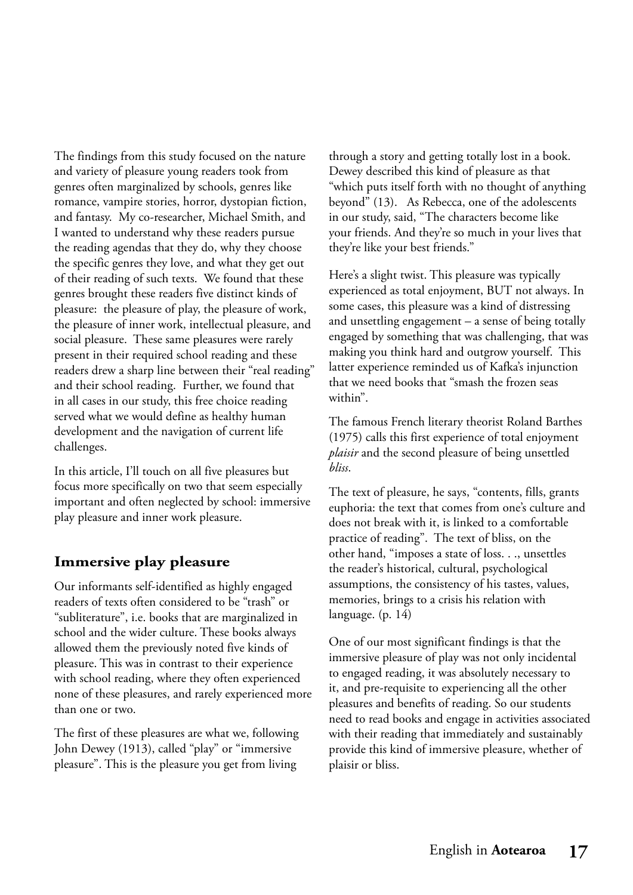The findings from this study focused on the nature and variety of pleasure young readers took from genres often marginalized by schools, genres like romance, vampire stories, horror, dystopian fiction, and fantasy. My co-researcher, Michael Smith, and I wanted to understand why these readers pursue the reading agendas that they do, why they choose the specific genres they love, and what they get out of their reading of such texts. We found that these genres brought these readers five distinct kinds of pleasure: the pleasure of play, the pleasure of work, the pleasure of inner work, intellectual pleasure, and social pleasure. These same pleasures were rarely present in their required school reading and these readers drew a sharp line between their "real reading" and their school reading. Further, we found that in all cases in our study, this free choice reading served what we would define as healthy human development and the navigation of current life challenges.

In this article, I'll touch on all five pleasures but focus more specifically on two that seem especially important and often neglected by school: immersive play pleasure and inner work pleasure.

## Immersive play pleasure

Our informants self-identified as highly engaged readers of texts often considered to be "trash" or "subliterature", i.e. books that are marginalized in school and the wider culture. These books always allowed them the previously noted five kinds of pleasure. This was in contrast to their experience with school reading, where they often experienced none of these pleasures, and rarely experienced more than one or two.

The first of these pleasures are what we, following John Dewey (1913), called "play" or "immersive pleasure". This is the pleasure you get from living through a story and getting totally lost in a book. Dewey described this kind of pleasure as that "which puts itself forth with no thought of anything beyond" (13). As Rebecca, one of the adolescents in our study, said, "The characters become like your friends. And they're so much in your lives that they're like your best friends."

Here's a slight twist. This pleasure was typically experienced as total enjoyment, BUT not always. In some cases, this pleasure was a kind of distressing and unsettling engagement – a sense of being totally engaged by something that was challenging, that was making you think hard and outgrow yourself. This latter experience reminded us of Kafka's injunction that we need books that "smash the frozen seas within".

The famous French literary theorist Roland Barthes (1975) calls this first experience of total enjoyment *plaisir* and the second pleasure of being unsettled *bliss*.

The text of pleasure, he says, "contents, fills, grants euphoria: the text that comes from one's culture and does not break with it, is linked to a comfortable practice of reading". The text of bliss, on the other hand, "imposes a state of loss. . ., unsettles the reader's historical, cultural, psychological assumptions, the consistency of his tastes, values, memories, brings to a crisis his relation with language. (p. 14)

One of our most significant findings is that the immersive pleasure of play was not only incidental to engaged reading, it was absolutely necessary to it, and pre-requisite to experiencing all the other pleasures and benefits of reading. So our students need to read books and engage in activities associated with their reading that immediately and sustainably provide this kind of immersive pleasure, whether of plaisir or bliss.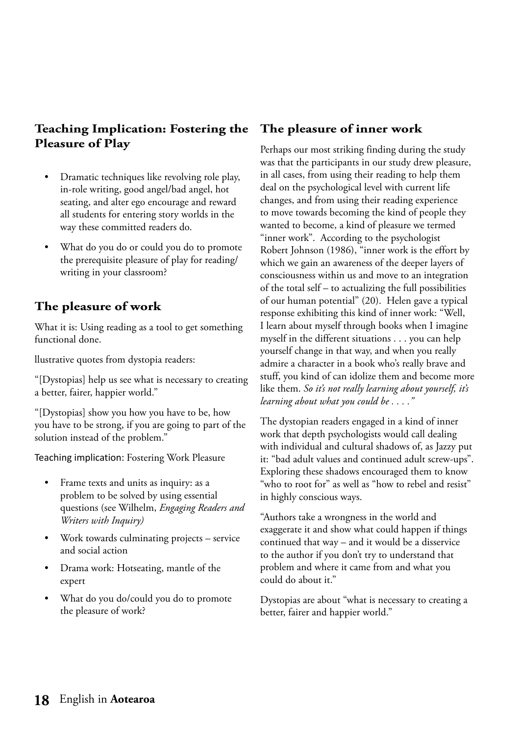## Teaching Implication: Fostering the Pleasure of Play

- Dramatic techniques like revolving role play, in-role writing, good angel/bad angel, hot seating, and alter ego encourage and reward all students for entering story worlds in the way these committed readers do.
- What do you do or could you do to promote the prerequisite pleasure of play for reading/writing in your classroom?

## The pleasure of work

What it is: Using reading as a tool to get something functional done.

llustrative quotes from dystopia readers:

"[Dystopias] help us see what is necessary to creating a better, fairer, happier world."

"[Dystopias] show you how you have to be, how you have to be strong, if you are going to part of the solution instead of the problem."

Teaching implication: Fostering Work Pleasure

- Frame texts and units as inquiry: as a problem to be solved by using essential questions (see Wilhelm, *Engaging Readers and Writers with Inquiry)*
- Work towards culminating projects – service and social action
- Drama work: Hotseating, mantle of the expert
- What do you do/could you do to promote the pleasure of work?

## The pleasure of inner work

Perhaps our most striking finding during the study was that the participants in our study drew pleasure, in all cases, from using their reading to help them deal on the psychological level with current life changes, and from using their reading experience to move towards becoming the kind of people they wanted to become, a kind of pleasure we termed "inner work". According to the psychologist Robert Johnson (1986), "inner work is the effort by which we gain an awareness of the deeper layers of consciousness within us and move to an integration of the total self – to actualizing the full possibilities of our human potential" (20). Helen gave a typical response exhibiting this kind of inner work: "Well, I learn about myself through books when I imagine myself in the different situations . . . you can help yourself change in that way, and when you really admire a character in a book who's really brave and stuff, you kind of can idolize them and become more like them. *So it's not really learning about yourself, it's learning about what you could be . . . ."*

The dystopian readers engaged in a kind of inner work that depth psychologists would call dealing with individual and cultural shadows of, as Jazzy put it: "bad adult values and continued adult screw-ups". Exploring these shadows encouraged them to know "who to root for" as well as "how to rebel and resist" in highly conscious ways.

"Authors take a wrongness in the world and exaggerate it and show what could happen if things continued that way – and it would be a disservice to the author if you don't try to understand that problem and where it came from and what you could do about it."

Dystopias are about "what is necessary to creating a better, fairer and happier world."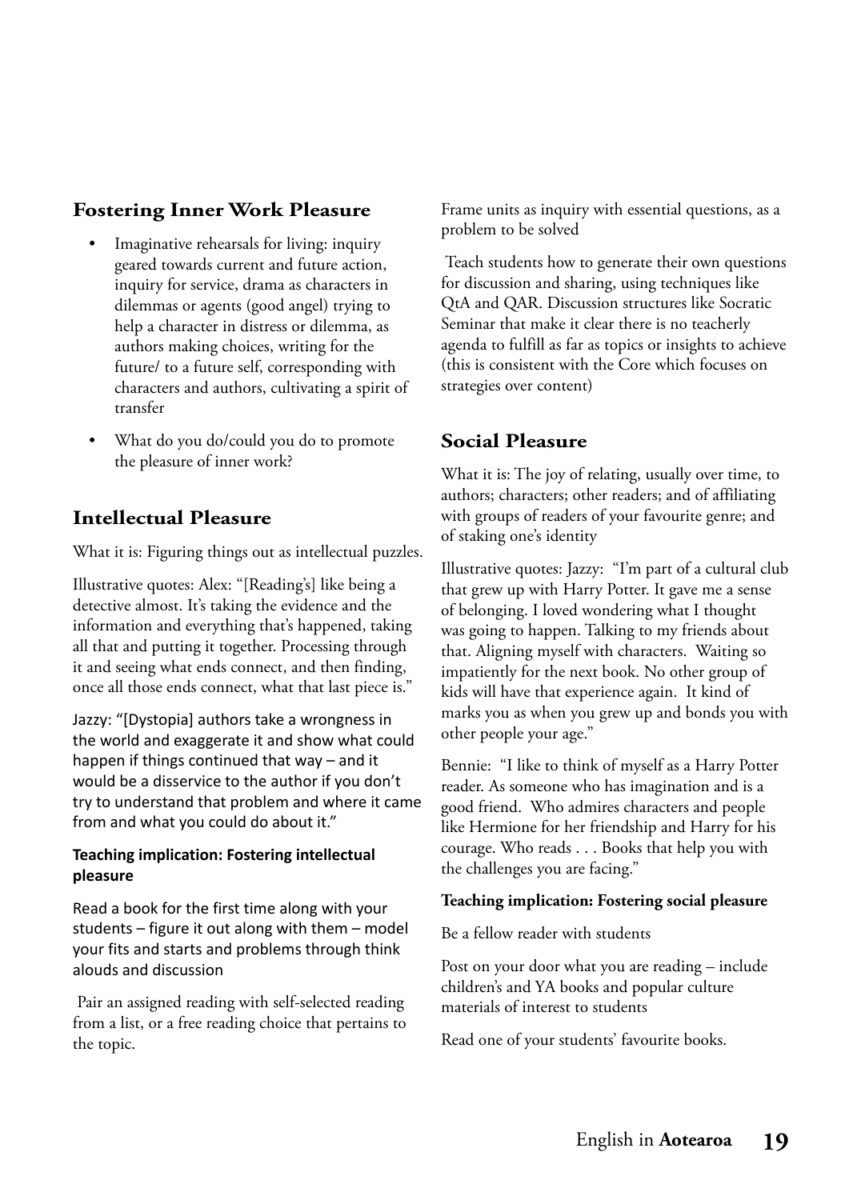## Fostering Inner Work Pleasure

- Imaginative rehearsals for living: inquiry geared towards current and future action, inquiry for service, drama as characters in dilemmas or agents (good angel) trying to help a character in distress or dilemma, as authors making choices, writing for the future/ to a future self, corresponding with characters and authors, cultivating a spirit of transfer
- What do you do/could you do to promote the pleasure of inner work?

## Intellectual Pleasure

What it is: Figuring things out as intellectual puzzles.

Illustrative quotes: Alex: "[Reading's] like being a detective almost. It's taking the evidence and the information and everything that's happened, taking all that and putting it together. Processing through it and seeing what ends connect, and then finding, once all those ends connect, what that last piece is."

Jazzy: "[Dystopia] authors take a wrongness in the world and exaggerate it and show what could happen if things continued that way – and it would be a disservice to the author if you don't try to understand that problem and where it came from and what you could do about it."

**Teaching implication: Fostering intellectual pleasure**

Read a book for the first time along with your students – figure it out along with them – model your fits and starts and problems through think alouds and discussion

Pair an assigned reading with self-selected reading from a list, or a free reading choice that pertains to the topic.

Frame units as inquiry with essential questions, as a problem to be solved

Teach students how to generate their own questions for discussion and sharing, using techniques like QtA and QAR. Discussion structures like Socratic Seminar that make it clear there is no teacherly agenda to fulfill as far as topics or insights to achieve (this is consistent with the Core which focuses on strategies over content)

## Social Pleasure

What it is: The joy of relating, usually over time, to authors; characters; other readers; and of affiliating with groups of readers of your favourite genre; and of staking one's identity

Illustrative quotes: Jazzy: "I'm part of a cultural club that grew up with Harry Potter. It gave me a sense of belonging. I loved wondering what I thought was going to happen. Talking to my friends about that. Aligning myself with characters. Waiting so impatiently for the next book. No other group of kids will have that experience again. It kind of marks you as when you grew up and bonds you with other people your age."

Bennie: "I like to think of myself as a Harry Potter reader. As someone who has imagination and is a good friend. Who admires characters and people like Hermione for her friendship and Harry for his courage. Who reads . . . Books that help you with the challenges you are facing."

**Teaching implication: Fostering social pleasure**

Be a fellow reader with students

Post on your door what you are reading – include children's and YA books and popular culture materials of interest to students

Read one of your students' favourite books.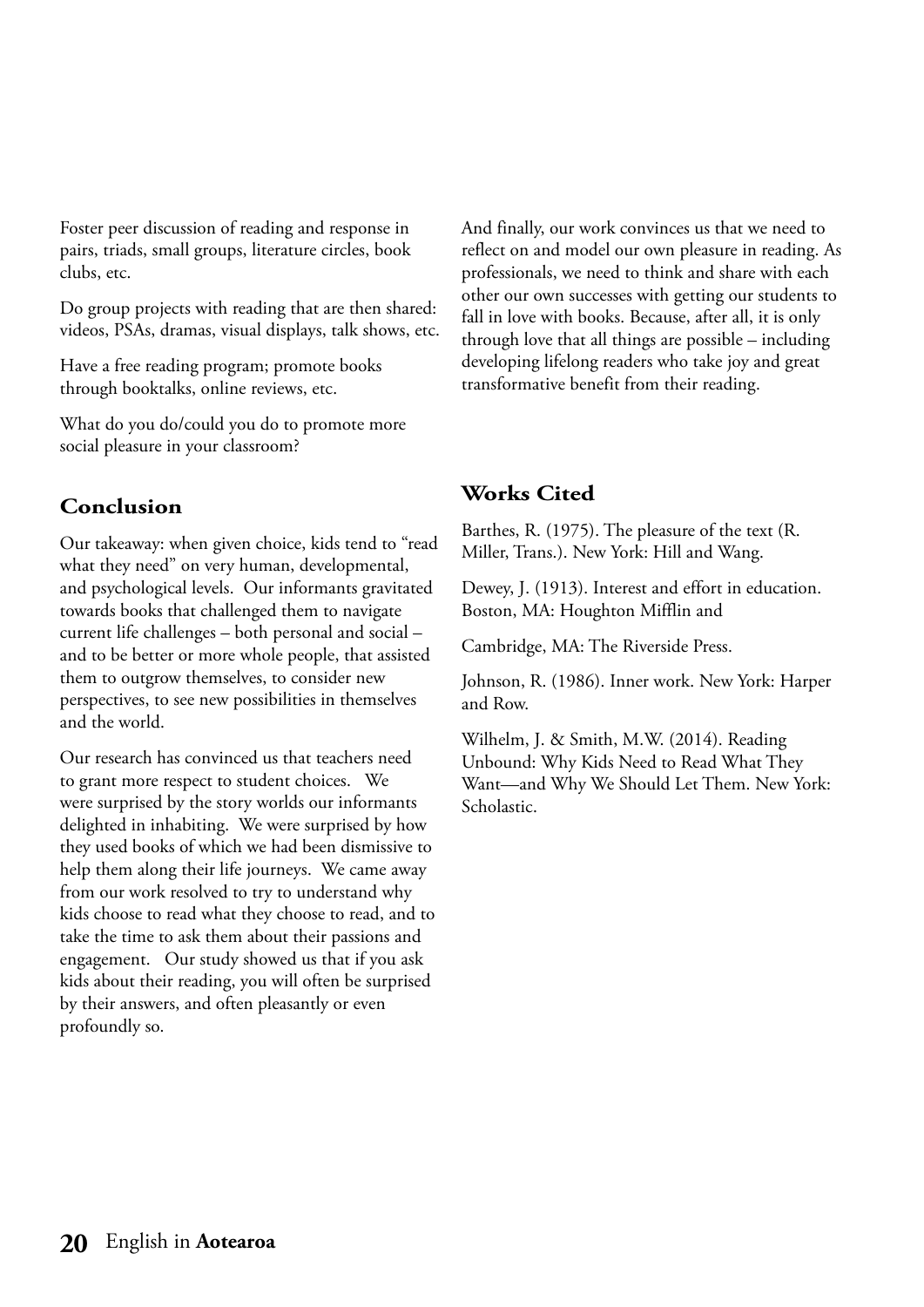Foster peer discussion of reading and response in pairs, triads, small groups, literature circles, book clubs, etc.

Do group projects with reading that are then shared: videos, PSAs, dramas, visual displays, talk shows, etc.

Have a free reading program; promote books through booktalks, online reviews, etc.

What do you do/could you do to promote more social pleasure in your classroom?

## Conclusion

Our takeaway: when given choice, kids tend to "read what they need" on very human, developmental, and psychological levels. Our informants gravitated towards books that challenged them to navigate current life challenges – both personal and social – and to be better or more whole people, that assisted them to outgrow themselves, to consider new perspectives, to see new possibilities in themselves and the world.

Our research has convinced us that teachers need to grant more respect to student choices. We were surprised by the story worlds our informants delighted in inhabiting. We were surprised by how they used books of which we had been dismissive to help them along their life journeys. We came away from our work resolved to try to understand why kids choose to read what they choose to read, and to take the time to ask them about their passions and engagement. Our study showed us that if you ask kids about their reading, you will often be surprised by their answers, and often pleasantly or even profoundly so.

And finally, our work convinces us that we need to reflect on and model our own pleasure in reading. As professionals, we need to think and share with each other our own successes with getting our students to fall in love with books. Because, after all, it is only through love that all things are possible – including developing lifelong readers who take joy and great transformative benefit from their reading.

## Works Cited

Barthes, R. (1975). The pleasure of the text (R. Miller, Trans.). New York: Hill and Wang.

Dewey, J. (1913). Interest and effort in education. Boston, MA: Houghton Mifflin and

Cambridge, MA: The Riverside Press.

Johnson, R. (1986). Inner work. New York: Harper and Row.

Wilhelm, J. & Smith, M.W. (2014). Reading Unbound: Why Kids Need to Read What They Want—and Why We Should Let Them. New York: Scholastic.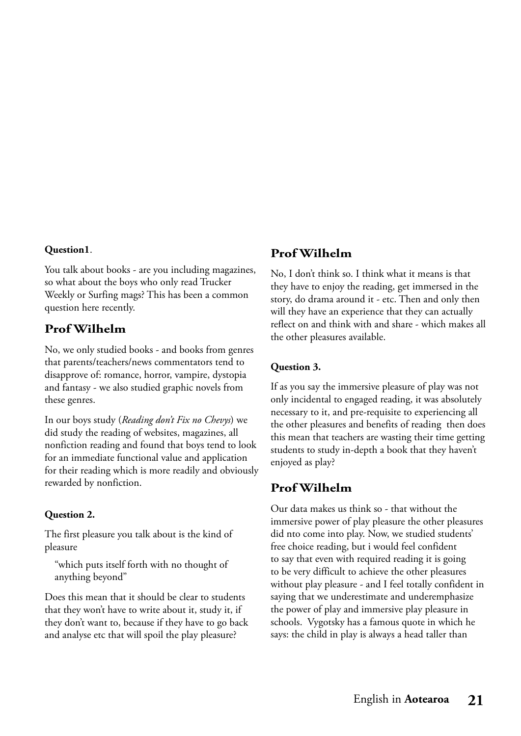**Question1**.

You talk about books - are you including magazines, so what about the boys who only read Trucker Weekly or Surfing mags? This has been a common question here recently.

## Prof Wilhelm

No, we only studied books - and books from genres that parents/teachers/news commentators tend to disapprove of: romance, horror, vampire, dystopia and fantasy - we also studied graphic novels from these genres.

In our boys study (*Reading don't Fix no Chevys*) we did study the reading of websites, magazines, all nonfiction reading and found that boys tend to look for an immediate functional value and application for their reading which is more readily and obviously rewarded by nonfiction.

**Question 2.**

The first pleasure you talk about is the kind of pleasure

> "which puts itself forth with no thought of anything beyond"

Does this mean that it should be clear to students that they won't have to write about it, study it, if they don't want to, because if they have to go back and analyse etc that will spoil the play pleasure?

## Prof Wilhelm

No, I don't think so. I think what it means is that they have to enjoy the reading, get immersed in the story, do drama around it - etc. Then and only then will they have an experience that they can actually reflect on and think with and share - which makes all the other pleasures available.

**Question 3.**

If as you say the immersive pleasure of play was not only incidental to engaged reading, it was absolutely necessary to it, and pre-requisite to experiencing all the other pleasures and benefits of reading then does this mean that teachers are wasting their time getting students to study in-depth a book that they haven't enjoyed as play?

## Prof Wilhelm

Our data makes us think so - that without the immersive power of play pleasure the other pleasures did nto come into play. Now, we studied students' free choice reading, but i would feel confident to say that even with required reading it is going to be very difficult to achieve the other pleasures without play pleasure - and I feel totally confident in saying that we underestimate and underemphasize the power of play and immersive play pleasure in schools. Vygotsky has a famous quote in which he says: the child in play is always a head taller than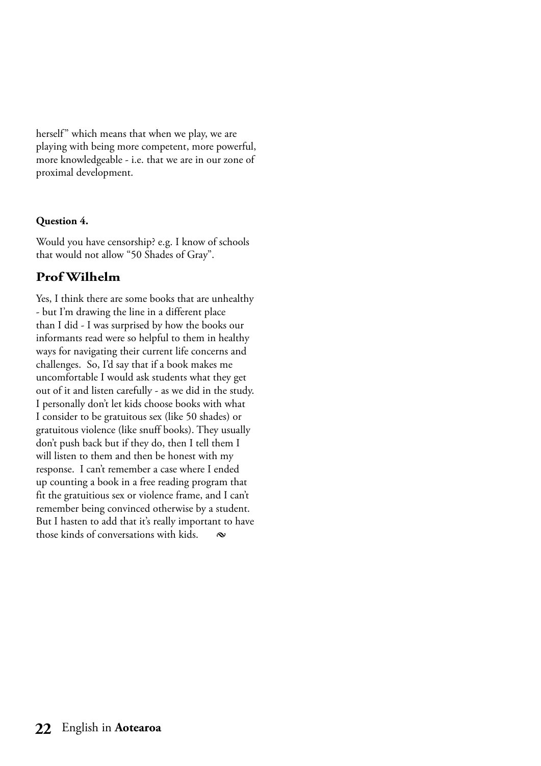herself" which means that when we play, we are playing with being more competent, more powerful, more knowledgeable - i.e. that we are in our zone of proximal development.

**Question 4.**

Would you have censorship? e.g. I know of schools that would not allow "50 Shades of Gray".

## Prof Wilhelm

Yes, I think there are some books that are unhealthy - but I'm drawing the line in a different place than I did - I was surprised by how the books our informants read were so helpful to them in healthy ways for navigating their current life concerns and challenges. So, I'd say that if a book makes me uncomfortable I would ask students what they get out of it and listen carefully - as we did in the study. I personally don't let kids choose books with what I consider to be gratuitous sex (like 50 shades) or gratuitous violence (like snuff books). They usually don't push back but if they do, then I tell them I will listen to them and then be honest with my response. I can't remember a case where I ended up counting a book in a free reading program that fit the gratuitous sex or violence frame, and I can't remember being convinced otherwise by a student. But I hasten to add that it's really important to have those kinds of conversations with kids.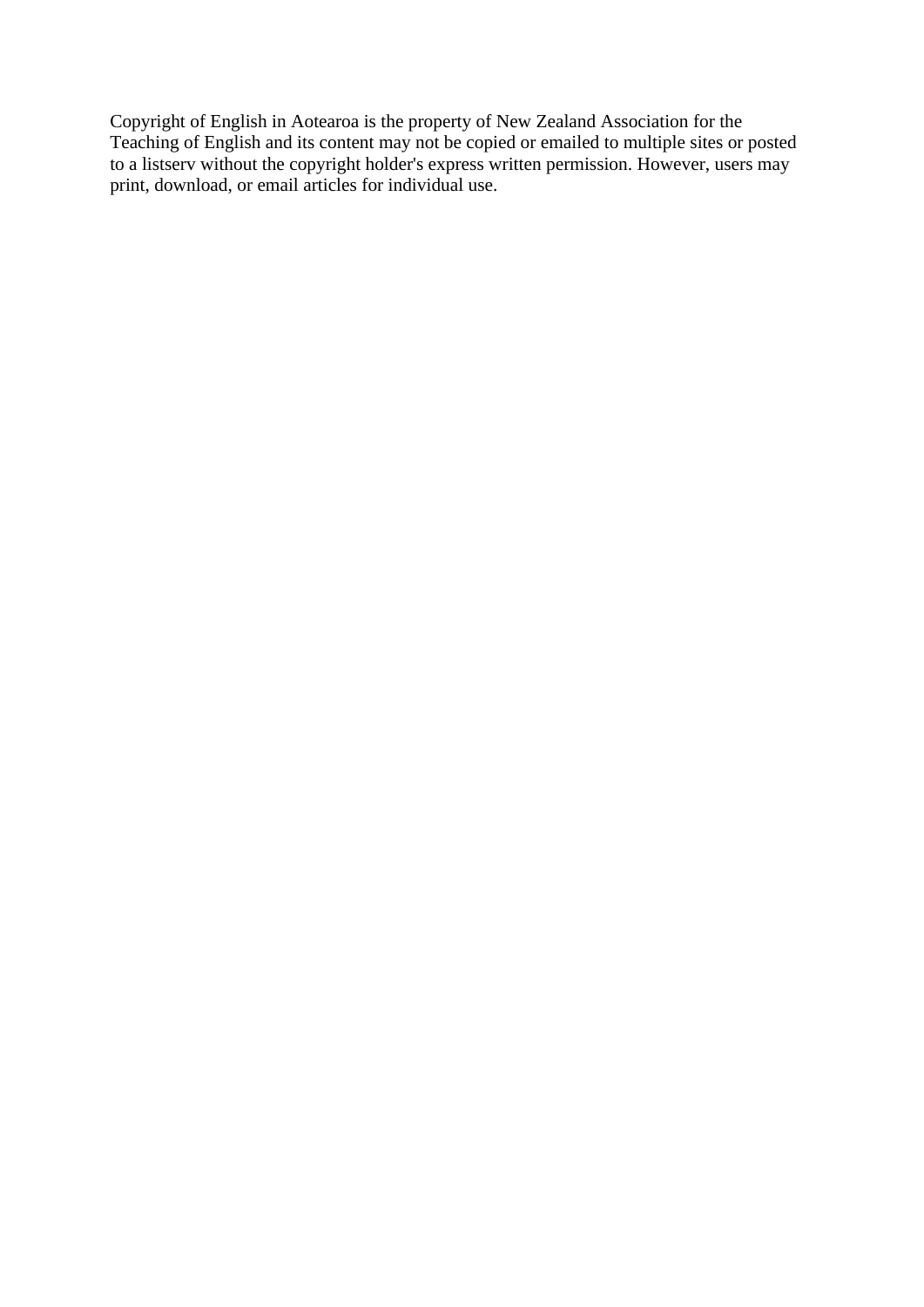Copyright of English in Aotearoa is the property of New Zealand Association for the Teaching of English and its content may not be copied or emailed to multiple sites or posted to a listserv without the copyright holder's express written permission. However, users may print, download, or email articles for individual use.